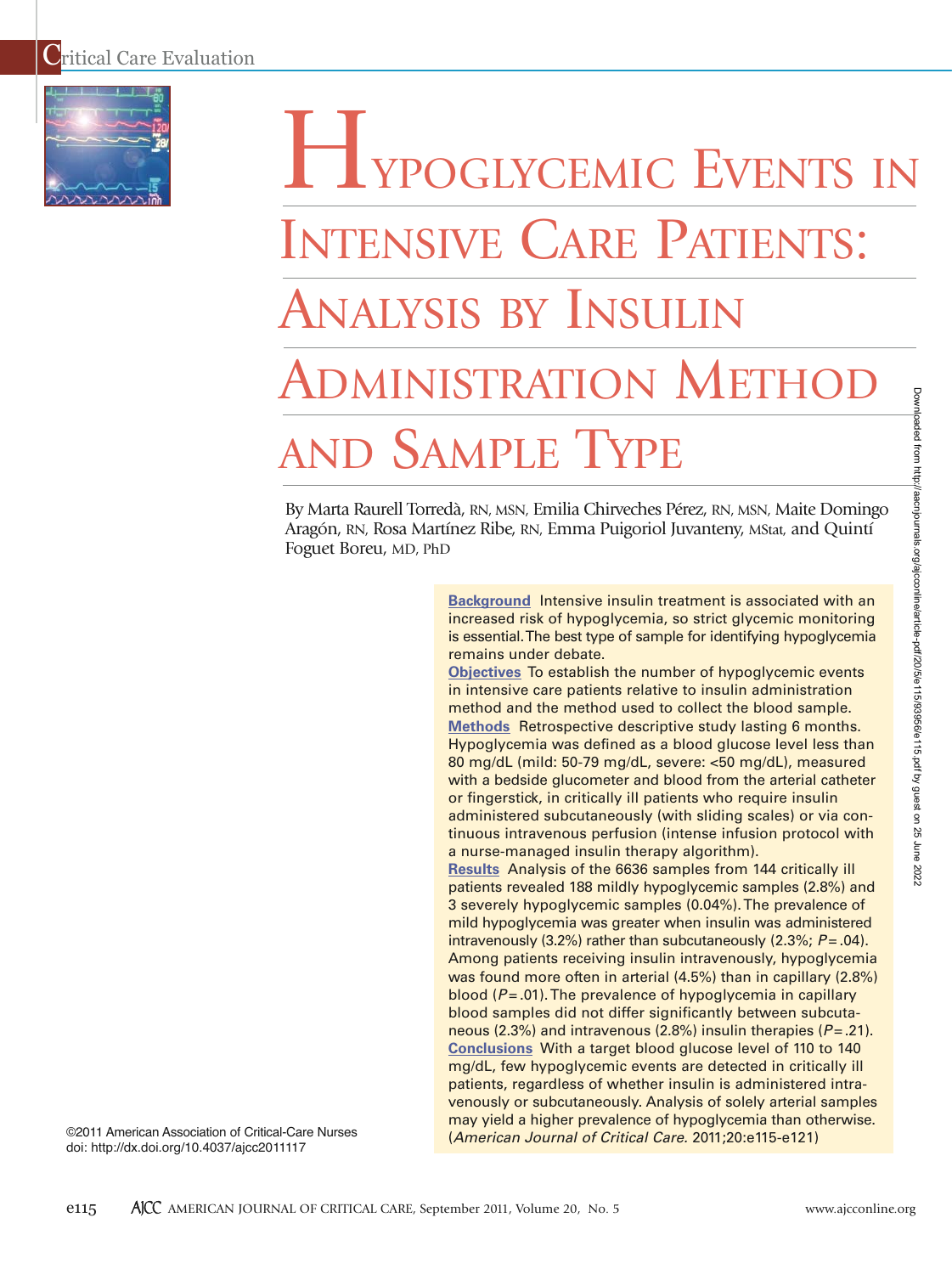Critical Care Evaluation

# Hypoglycemic Events in Intensive Care Patients: Analysis by Insulin Administration Method and Sample Type

By Marta Raurell Torredà, RN, MSN, Emilia Chirveches Pérez, RN, MSN, Maite Domingo Aragón, RN, Rosa Martínez Ribe, RN, Emma Puigoriol Juvanteny, MStat, and Quintí Foguet Boreu, MD, PhD

**Background** Intensive insulin treatment is associated with an increased risk of hypoglycemia, so strict glycemic monitoring is essential. The best type of sample for identifying hypoglycemia remains under debate.

**Objectives** To establish the number of hypoglycemic events in intensive care patients relative to insulin administration method and the method used to collect the blood sample.

**Methods** Retrospective descriptive study lasting 6 months. Hypoglycemia was defined as a blood glucose level less than 80 mg/dL (mild: 50-79 mg/dL, severe: <50 mg/dL), measured with a bedside glucometer and blood from the arterial catheter or fingerstick, in critically ill patients who require insulin administered subcutaneously (with sliding scales) or via continuous intravenous perfusion (intense infusion protocol with a nurse-managed insulin therapy algorithm).

**Results** Analysis of the 6636 samples from 144 critically ill patients revealed 188 mildly hypoglycemic samples (2.8%) and 3 severely hypoglycemic samples (0.04%). The prevalence of mild hypoglycemia was greater when insulin was administered intravenously (3.2%) rather than subcutaneously (2.3%; $P = .04$). Among patients receiving insulin intravenously, hypoglycemia was found more often in arterial (4.5%) than in capillary (2.8%) blood ($P = .01$). The prevalence of hypoglycemia in capillary blood samples did not differ significantly between subcutaneous (2.3%) and intravenous (2.8%) insulin therapies ($P = .21$).

**Conclusions** With a target blood glucose level of 110 to 140 mg/dL, few hypoglycemic events are detected in critically ill patients, regardless of whether insulin is administered intravenously or subcutaneously. Analysis of solely arterial samples may yield a higher prevalence of hypoglycemia than otherwise. (*American Journal of Critical Care.* 2011;20:e115-e121)

©2011 American Association of Critical-Care Nurses
doi: http://dx.doi.org/10.4037/ajcc2011117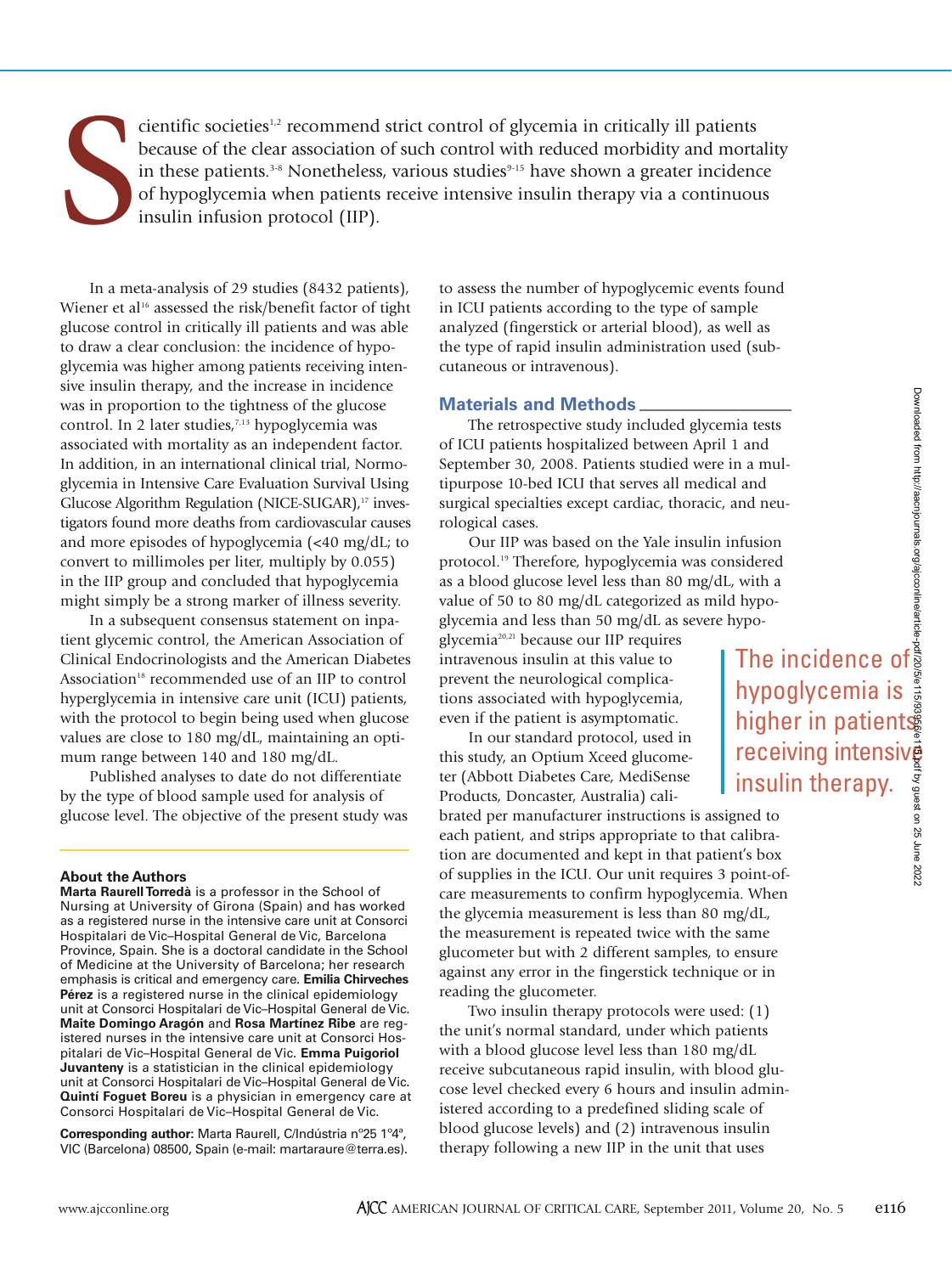Scientific societies[1,2] recommend strict control of glycemia in critically ill patients because of the clear association of such control with reduced morbidity and mortality in these patients.[3-8] Nonetheless, various studies[9-15] have shown a greater incidence of hypoglycemia when patients receive intensive insulin therapy via a continuous insulin infusion protocol (IIP).

In a meta-analysis of 29 studies (8432 patients), Wiener et al[16] assessed the risk/benefit factor of tight glucose control in critically ill patients and was able to draw a clear conclusion: the incidence of hypoglycemia was higher among patients receiving intensive insulin therapy, and the increase in incidence was in proportion to the tightness of the glucose control. In 2 later studies,[7,13] hypoglycemia was associated with mortality as an independent factor. In addition, in an international clinical trial, Normoglycemia in Intensive Care Evaluation Survival Using Glucose Algorithm Regulation (NICE-SUGAR),[17] investigators found more deaths from cardiovascular causes and more episodes of hypoglycemia (<40 mg/dL; to convert to millimoles per liter, multiply by 0.055) in the IIP group and concluded that hypoglycemia might simply be a strong marker of illness severity.

In a subsequent consensus statement on inpatient glycemic control, the American Association of Clinical Endocrinologists and the American Diabetes Association[18] recommended use of an IIP to control hyperglycemia in intensive care unit (ICU) patients, with the protocol to begin being used when glucose values are close to 180 mg/dL, maintaining an optimum range between 140 and 180 mg/dL.

Published analyses to date do not differentiate by the type of blood sample used for analysis of glucose level. The objective of the present study was to assess the number of hypoglycemic events found in ICU patients according to the type of sample analyzed (fingerstick or arterial blood), as well as the type of rapid insulin administration used (subcutaneous or intravenous).

## Materials and Methods

The retrospective study included glycemia tests of ICU patients hospitalized between April 1 and September 30, 2008. Patients studied were in a multipurpose 10-bed ICU that serves all medical and surgical specialties except cardiac, thoracic, and neurological cases.

Our IIP was based on the Yale insulin infusion protocol.[19] Therefore, hypoglycemia was considered as a blood glucose level less than 80 mg/dL, with a value of 50 to 80 mg/dL categorized as mild hypoglycemia and less than 50 mg/dL as severe hypoglycemia[20,21] because our IIP requires intravenous insulin at this value to prevent the neurological complications associated with hypoglycemia, even if the patient is asymptomatic.

> The incidence of hypoglycemia is higher in patients receiving intensive insulin therapy.

In our standard protocol, used in this study, an Optium Xceed glucometer (Abbott Diabetes Care, MediSense Products, Doncaster, Australia) calibrated per manufacturer instructions is assigned to each patient, and strips appropriate to that calibration are documented and kept in that patient's box of supplies in the ICU. Our unit requires 3 point-of-care measurements to confirm hypoglycemia. When the glycemia measurement is less than 80 mg/dL, the measurement is repeated twice with the same glucometer but with 2 different samples, to ensure against any error in the fingerstick technique or in reading the glucometer.

Two insulin therapy protocols were used: (1) the unit's normal standard, under which patients with a blood glucose level less than 180 mg/dL receive subcutaneous rapid insulin, with blood glucose level checked every 6 hours and insulin administered according to a predefined sliding scale of blood glucose levels) and (2) intravenous insulin therapy following a new IIP in the unit that uses

---

**About the Authors**

**Marta Raurell Torredà** is a professor in the School of Nursing at University of Girona (Spain) and has worked as a registered nurse in the intensive care unit at Consorci Hospitalari de Vic–Hospital General de Vic, Barcelona Province, Spain. She is a doctoral candidate in the School of Medicine at the University of Barcelona; her research emphasis is critical and emergency care. **Emilia Chirveches Pérez** is a registered nurse in the clinical epidemiology unit at Consorci Hospitalari de Vic–Hospital General de Vic. **Maite Domingo Aragón** and **Rosa Martínez Ribe** are registered nurses in the intensive care unit at Consorci Hospitalari de Vic–Hospital General de Vic. **Emma Puigoriol Juvanteny** is a statistician in the clinical epidemiology unit at Consorci Hospitalari de Vic–Hospital General de Vic. **Quintí Foguet Boreu** is a physician in emergency care at Consorci Hospitalari de Vic–Hospital General de Vic.

**Corresponding author:** Marta Raurell, C/Indústria nº25 1º4ª, VIC (Barcelona) 08500, Spain (e-mail: martaraure@terra.es).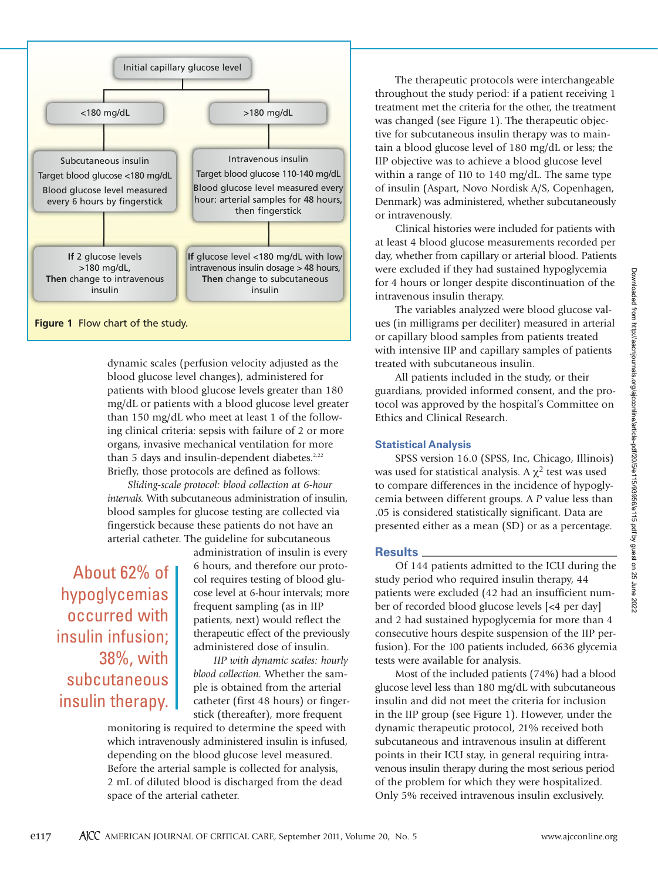Initial capillary glucose level

<180 mg/dL

>180 mg/dL

Subcutaneous insulin
Target blood glucose <180 mg/dL
Blood glucose level measured every 6 hours by fingerstick

Intravenous insulin
Target blood glucose 110-140 mg/dL
Blood glucose level measured every hour: arterial samples for 48 hours, then fingerstick

**If** 2 glucose levels >180 mg/dL,
**Then** change to intravenous insulin

**If** glucose level <180 mg/dL with low intravenous insulin dosage > 48 hours,
**Then** change to subcutaneous insulin

**Figure 1** Flow chart of the study.

dynamic scales (perfusion velocity adjusted as the blood glucose level changes), administered for patients with blood glucose levels greater than 180 mg/dL or patients with a blood glucose level greater than 150 mg/dL who meet at least 1 of the following clinical criteria: sepsis with failure of 2 or more organs, invasive mechanical ventilation for more than 5 days and insulin-dependent diabetes.[2,22] Briefly, those protocols are defined as follows:

*Sliding-scale protocol: blood collection at 6-hour intervals.* With subcutaneous administration of insulin, blood samples for glucose testing are collected via fingerstick because these patients do not have an arterial catheter. The guideline for subcutaneous administration of insulin is every 6 hours, and therefore our protocol requires testing of blood glucose level at 6-hour intervals; more frequent sampling (as in IIP patients, next) would reflect the therapeutic effect of the previously administered dose of insulin.

About 62% of hypoglycemias occurred with insulin infusion; 38%, with subcutaneous insulin therapy.

*IIP with dynamic scales: hourly blood collection.* Whether the sample is obtained from the arterial catheter (first 48 hours) or fingerstick (thereafter), more frequent monitoring is required to determine the speed with which intravenously administered insulin is infused, depending on the blood glucose level measured. Before the arterial sample is collected for analysis, 2 mL of diluted blood is discharged from the dead space of the arterial catheter.

The therapeutic protocols were interchangeable throughout the study period: if a patient receiving 1 treatment met the criteria for the other, the treatment was changed (see Figure 1). The therapeutic objective for subcutaneous insulin therapy was to maintain a blood glucose level of 180 mg/dL or less; the IIP objective was to achieve a blood glucose level within a range of 110 to 140 mg/dL. The same type of insulin (Aspart, Novo Nordisk A/S, Copenhagen, Denmark) was administered, whether subcutaneously or intravenously.

Clinical histories were included for patients with at least 4 blood glucose measurements recorded per day, whether from capillary or arterial blood. Patients were excluded if they had sustained hypoglycemia for 4 hours or longer despite discontinuation of the intravenous insulin therapy.

The variables analyzed were blood glucose values (in milligrams per deciliter) measured in arterial or capillary blood samples from patients treated with intensive IIP and capillary samples of patients treated with subcutaneous insulin.

All patients included in the study, or their guardians, provided informed consent, and the protocol was approved by the hospital's Committee on Ethics and Clinical Research.

### Statistical Analysis

SPSS version 16.0 (SPSS, Inc, Chicago, Illinois) was used for statistical analysis. A $\chi^2$ test was used to compare differences in the incidence of hypoglycemia between different groups. A *P* value less than .05 is considered statistically significant. Data are presented either as a mean (SD) or as a percentage.

## Results

Of 144 patients admitted to the ICU during the study period who required insulin therapy, 44 patients were excluded (42 had an insufficient number of recorded blood glucose levels [<4 per day] and 2 had sustained hypoglycemia for more than 4 consecutive hours despite suspension of the IIP perfusion). For the 100 patients included, 6636 glycemia tests were available for analysis.

Most of the included patients (74%) had a blood glucose level less than 180 mg/dL with subcutaneous insulin and did not meet the criteria for inclusion in the IIP group (see Figure 1). However, under the dynamic therapeutic protocol, 21% received both subcutaneous and intravenous insulin at different points in their ICU stay, in general requiring intravenous insulin therapy during the most serious period of the problem for which they were hospitalized. Only 5% received intravenous insulin exclusively.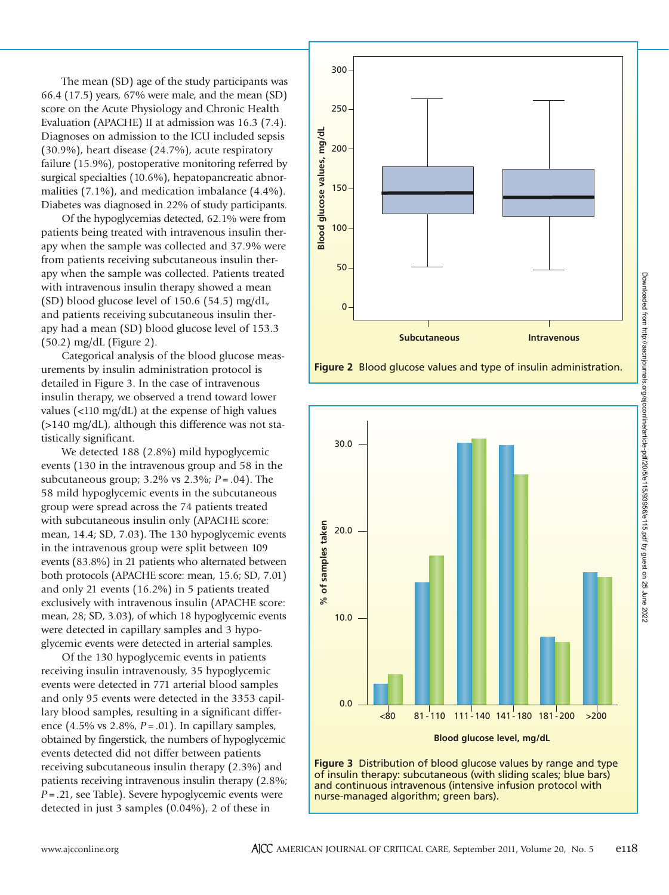The mean (SD) age of the study participants was 66.4 (17.5) years, 67% were male, and the mean (SD) score on the Acute Physiology and Chronic Health Evaluation (APACHE) II at admission was 16.3 (7.4). Diagnoses on admission to the ICU included sepsis (30.9%), heart disease (24.7%), acute respiratory failure (15.9%), postoperative monitoring referred by surgical specialties (10.6%), hepatopancreatic abnormalities (7.1%), and medication imbalance (4.4%). Diabetes was diagnosed in 22% of study participants.

Of the hypoglycemias detected, 62.1% were from patients being treated with intravenous insulin therapy when the sample was collected and 37.9% were from patients receiving subcutaneous insulin therapy when the sample was collected. Patients treated with intravenous insulin therapy showed a mean (SD) blood glucose level of 150.6 (54.5) mg/dL, and patients receiving subcutaneous insulin therapy had a mean (SD) blood glucose level of 153.3 (50.2) mg/dL (Figure 2).

Categorical analysis of the blood glucose measurements by insulin administration protocol is detailed in Figure 3. In the case of intravenous insulin therapy, we observed a trend toward lower values (<110 mg/dL) at the expense of high values (>140 mg/dL), although this difference was not statistically significant.

We detected 188 (2.8%) mild hypoglycemic events (130 in the intravenous group and 58 in the subcutaneous group; 3.2% vs 2.3%; $P = .04$). The 58 mild hypoglycemic events in the subcutaneous group were spread across the 74 patients treated with subcutaneous insulin only (APACHE score: mean, 14.4; SD, 7.03). The 130 hypoglycemic events in the intravenous group were split between 109 events (83.8%) in 21 patients who alternated between both protocols (APACHE score: mean, 15.6; SD, 7.01) and only 21 events (16.2%) in 5 patients treated exclusively with intravenous insulin (APACHE score: mean, 28; SD, 3.03), of which 18 hypoglycemic events were detected in capillary samples and 3 hypoglycemic events were detected in arterial samples.

Of the 130 hypoglycemic events in patients receiving insulin intravenously, 35 hypoglycemic events were detected in 771 arterial blood samples and only 95 events were detected in the 3353 capillary blood samples, resulting in a significant difference (4.5% vs 2.8%, $P = .01$). In capillary samples, obtained by fingerstick, the numbers of hypoglycemic events detected did not differ between patients receiving subcutaneous insulin therapy (2.3%) and patients receiving intravenous insulin therapy (2.8%; $P = .21$, see Table). Severe hypoglycemic events were detected in just 3 samples (0.04%), 2 of these in

Blood glucose values, mg/dL
300
250
200
150
100
50
0
Subcutaneous
Intravenous

**Figure 2** Blood glucose values and type of insulin administration.

% of samples taken
30.0
20.0
10.0
0.0
<80
81-110
111-140
141-180
181-200
>200
Blood glucose level, mg/dL

**Figure 3** Distribution of blood glucose values by range and type of insulin therapy: subcutaneous (with sliding scales; blue bars) and continuous intravenous (intensive infusion protocol with nurse-managed algorithm; green bars).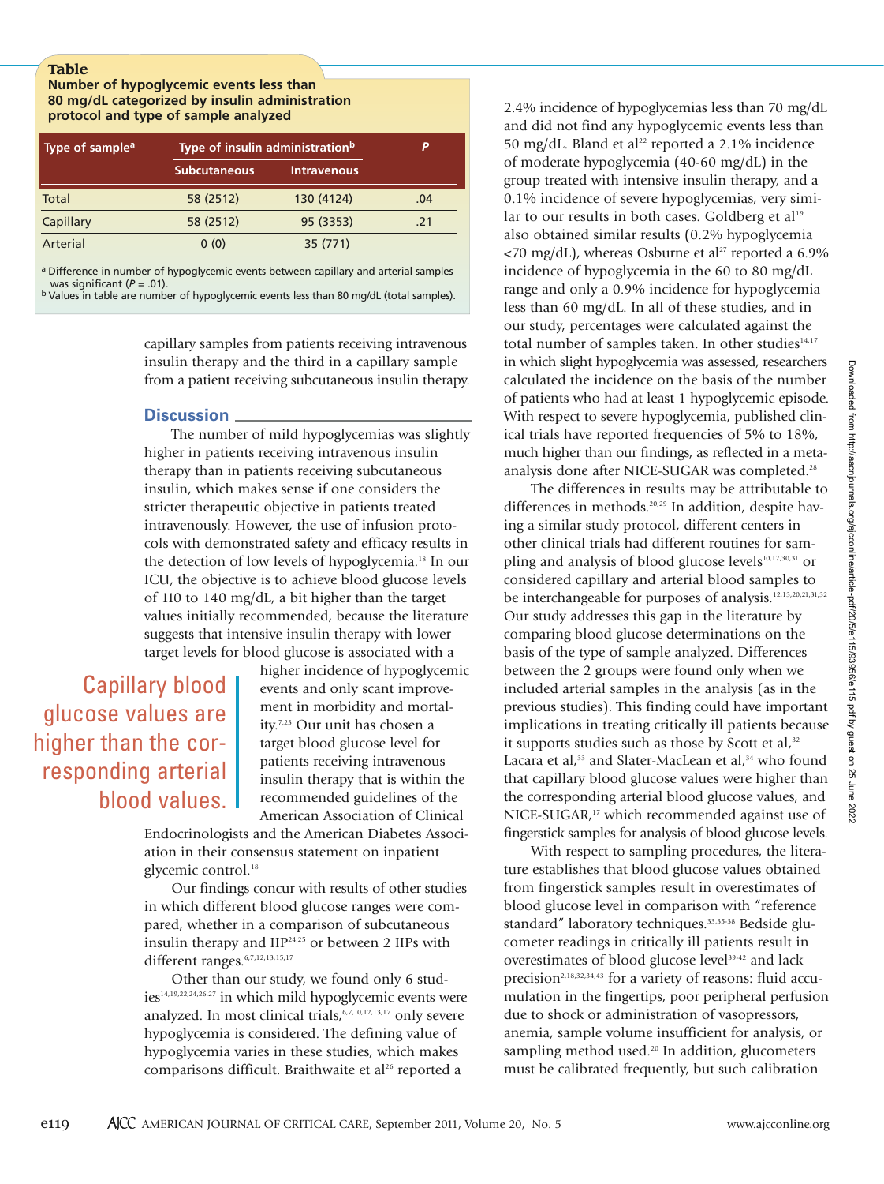**Table**
**Number of hypoglycemic events less than 80 mg/dL categorized by insulin administration protocol and type of sample analyzed**

| Type of sample[a] | Type of insulin administration[b] | | P |
|---|---|---|---|
| | Subcutaneous | Intravenous | |
| Total | 58 (2512) | 130 (4124) | .04 |
| Capillary | 58 (2512) | 95 (3353) | .21 |
| Arterial | 0 (0) | 35 (771) | |

[a] Difference in number of hypoglycemic events between capillary and arterial samples was significant ($P = .01$).
[b] Values in table are number of hypoglycemic events less than 80 mg/dL (total samples).

capillary samples from patients receiving intravenous insulin therapy and the third in a capillary sample from a patient receiving subcutaneous insulin therapy.

## Discussion

The number of mild hypoglycemias was slightly higher in patients receiving intravenous insulin therapy than in patients receiving subcutaneous insulin, which makes sense if one considers the stricter therapeutic objective in patients treated intravenously. However, the use of infusion protocols with demonstrated safety and efficacy results in the detection of low levels of hypoglycemia.[18] In our ICU, the objective is to achieve blood glucose levels of 110 to 140 mg/dL, a bit higher than the target values initially recommended, because the literature suggests that intensive insulin therapy with lower target levels for blood glucose is associated with a higher incidence of hypoglycemic events and only scant improvement in morbidity and mortality.[7,23] Our unit has chosen a target blood glucose level for patients receiving intravenous insulin therapy that is within the recommended guidelines of the American Association of Clinical Endocrinologists and the American Diabetes Association in their consensus statement on inpatient glycemic control.[18]

> Capillary blood glucose values are higher than the corresponding arterial blood values.

Our findings concur with results of other studies in which different blood glucose ranges were compared, whether in a comparison of subcutaneous insulin therapy and IIP[24,25] or between 2 IIPs with different ranges.[6,7,12,13,15,17]

Other than our study, we found only 6 studies[14,19,22,24,26,27] in which mild hypoglycemic events were analyzed. In most clinical trials,[6,7,10,12,13,17] only severe hypoglycemia is considered. The defining value of hypoglycemia varies in these studies, which makes comparisons difficult. Braithwaite et al[26] reported a 2.4% incidence of hypoglycemias less than 70 mg/dL and did not find any hypoglycemic events less than 50 mg/dL. Bland et al[22] reported a 2.1% incidence of moderate hypoglycemia (40-60 mg/dL) in the group treated with intensive insulin therapy, and a 0.1% incidence of severe hypoglycemias, very similar to our results in both cases. Goldberg et al[19] also obtained similar results (0.2% hypoglycemia <70 mg/dL), whereas Osburne et al[27] reported a 6.9% incidence of hypoglycemia in the 60 to 80 mg/dL range and only a 0.9% incidence for hypoglycemia less than 60 mg/dL. In all of these studies, and in our study, percentages were calculated against the total number of samples taken. In other studies[14,17] in which slight hypoglycemia was assessed, researchers calculated the incidence on the basis of the number of patients who had at least 1 hypoglycemic episode. With respect to severe hypoglycemia, published clinical trials have reported frequencies of 5% to 18%, much higher than our findings, as reflected in a meta-analysis done after NICE-SUGAR was completed.[28]

The differences in results may be attributable to differences in methods.[20,29] In addition, despite having a similar study protocol, different centers in other clinical trials had different routines for sampling and analysis of blood glucose levels[10,17,30,31] or considered capillary and arterial blood samples to be interchangeable for purposes of analysis.[12,13,20,21,31,32] Our study addresses this gap in the literature by comparing blood glucose determinations on the basis of the type of sample analyzed. Differences between the 2 groups were found only when we included arterial samples in the analysis (as in the previous studies). This finding could have important implications in treating critically ill patients because it supports studies such as those by Scott et al,[32] Lacara et al,[33] and Slater-MacLean et al,[34] who found that capillary blood glucose values were higher than the corresponding arterial blood glucose values, and NICE-SUGAR,[17] which recommended against use of fingerstick samples for analysis of blood glucose levels.

With respect to sampling procedures, the literature establishes that blood glucose values obtained from fingerstick samples result in overestimates of blood glucose level in comparison with "reference standard" laboratory techniques.[33,35-38] Bedside glucometer readings in critically ill patients result in overestimates of blood glucose level[39-42] and lack precision[2,18,32,34,43] for a variety of reasons: fluid accumulation in the fingertips, poor peripheral perfusion due to shock or administration of vasopressors, anemia, sample volume insufficient for analysis, or sampling method used.[20] In addition, glucometers must be calibrated frequently, but such calibration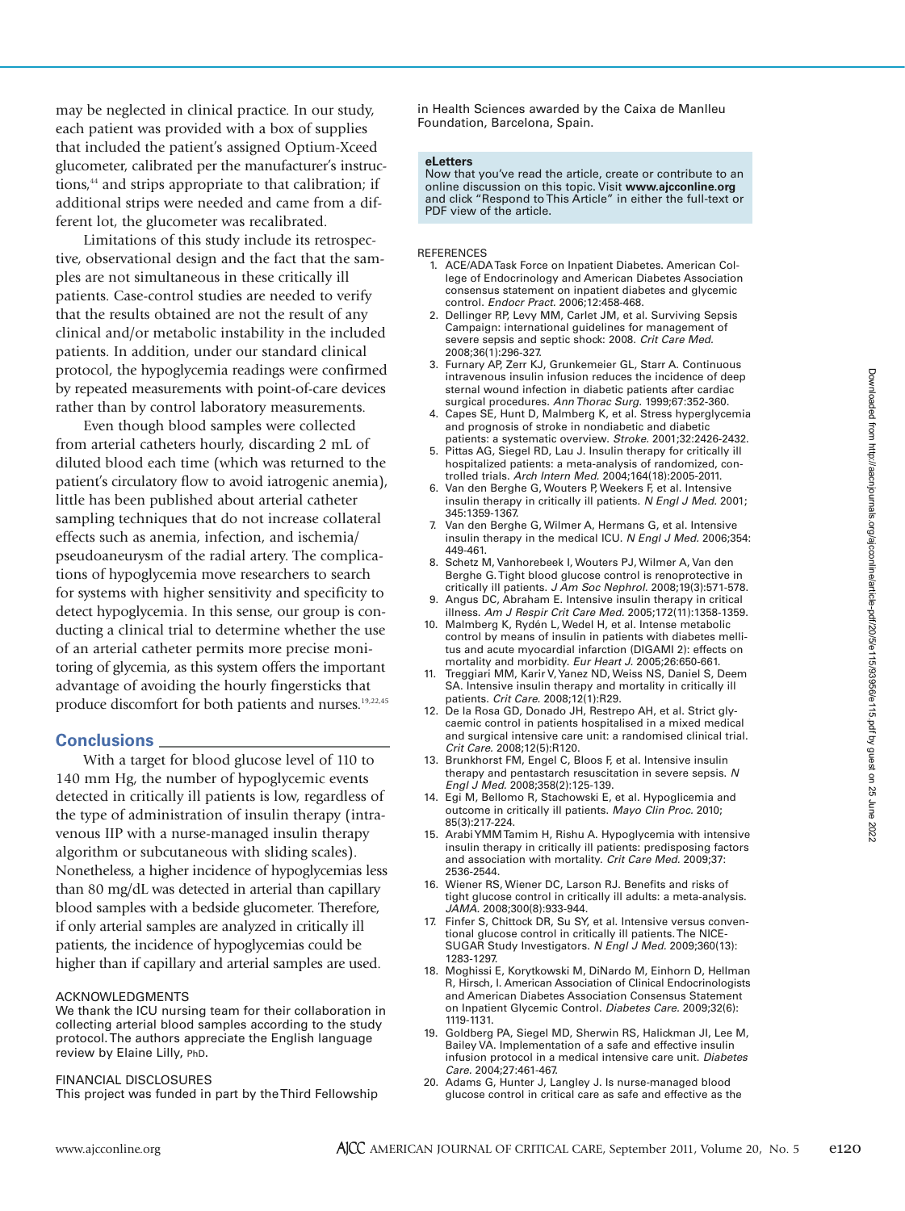may be neglected in clinical practice. In our study, each patient was provided with a box of supplies that included the patient's assigned Optium-Xceed glucometer, calibrated per the manufacturer's instructions,[44] and strips appropriate to that calibration; if additional strips were needed and came from a different lot, the glucometer was recalibrated.

Limitations of this study include its retrospective, observational design and the fact that the samples are not simultaneous in these critically ill patients. Case-control studies are needed to verify that the results obtained are not the result of any clinical and/or metabolic instability in the included patients. In addition, under our standard clinical protocol, the hypoglycemia readings were confirmed by repeated measurements with point-of-care devices rather than by control laboratory measurements.

Even though blood samples were collected from arterial catheters hourly, discarding 2 mL of diluted blood each time (which was returned to the patient's circulatory flow to avoid iatrogenic anemia), little has been published about arterial catheter sampling techniques that do not increase collateral effects such as anemia, infection, and ischemia/pseudoaneurysm of the radial artery. The complications of hypoglycemia move researchers to search for systems with higher sensitivity and specificity to detect hypoglycemia. In this sense, our group is conducting a clinical trial to determine whether the use of an arterial catheter permits more precise monitoring of glycemia, as this system offers the important advantage of avoiding the hourly fingersticks that produce discomfort for both patients and nurses.[19,22,45]

## Conclusions

With a target for blood glucose level of 110 to 140 mm Hg, the number of hypoglycemic events detected in critically ill patients is low, regardless of the type of administration of insulin therapy (intravenous IIP with a nurse-managed insulin therapy algorithm or subcutaneous with sliding scales). Nonetheless, a higher incidence of hypoglycemias less than 80 mg/dL was detected in arterial than capillary blood samples with a bedside glucometer. Therefore, if only arterial samples are analyzed in critically ill patients, the incidence of hypoglycemias could be higher than if capillary and arterial samples are used.

### ACKNOWLEDGMENTS

We thank the ICU nursing team for their collaboration in collecting arterial blood samples according to the study protocol. The authors appreciate the English language review by Elaine Lilly, PhD.

### FINANCIAL DISCLOSURES

This project was funded in part by the Third Fellowship in Health Sciences awarded by the Caixa de Manlleu Foundation, Barcelona, Spain.

**eLetters**
Now that you've read the article, create or contribute to an online discussion on this topic. Visit **www.ajcconline.org** and click "Respond to This Article" in either the full-text or PDF view of the article.

### REFERENCES

1. ACE/ADA Task Force on Inpatient Diabetes. American College of Endocrinology and American Diabetes Association consensus statement on inpatient diabetes and glycemic control. *Endocr Pract.* 2006;12:458-468.
2. Dellinger RP, Levy MM, Carlet JM, et al. Surviving Sepsis Campaign: international guidelines for management of severe sepsis and septic shock: 2008. *Crit Care Med.* 2008;36(1):296-327.
3. Furnary AP, Zerr KJ, Grunkemeier GL, Starr A. Continuous intravenous insulin infusion reduces the incidence of deep sternal wound infection in diabetic patients after cardiac surgical procedures. *Ann Thorac Surg.* 1999;67:352-360.
4. Capes SE, Hunt D, Malmberg K, et al. Stress hyperglycemia and prognosis of stroke in nondiabetic and diabetic patients: a systematic overview. *Stroke.* 2001;32:2426-2432.
5. Pittas AG, Siegel RD, Lau J. Insulin therapy for critically ill hospitalized patients: a meta-analysis of randomized, controlled trials. *Arch Intern Med.* 2004;164(18):2005-2011.
6. Van den Berghe G, Wouters P, Weekers F, et al. Intensive insulin therapy in critically ill patients. *N Engl J Med.* 2001; 345:1359-1367.
7. Van den Berghe G, Wilmer A, Hermans G, et al. Intensive insulin therapy in the medical ICU. *N Engl J Med.* 2006;354: 449-461.
8. Schetz M, Vanhorebeek I, Wouters PJ, Wilmer A, Van den Berghe G. Tight blood glucose control is renoprotective in critically ill patients. *J Am Soc Nephrol.* 2008;19(3):571-578.
9. Angus DC, Abraham E. Intensive insulin therapy in critical illness. *Am J Respir Crit Care Med.* 2005;172(11):1358-1359.
10. Malmberg K, Rydén L, Wedel H, et al. Intense metabolic control by means of insulin in patients with diabetes mellitus and acute myocardial infarction (DIGAMI 2): effects on mortality and morbidity. *Eur Heart J.* 2005;26:650-661.
11. Treggiari MM, Karir V, Yanez ND, Weiss NS, Daniel S, Deem SA. Intensive insulin therapy and mortality in critically ill patients. *Crit Care.* 2008;12(1):R29.
12. De la Rosa GD, Donado JH, Restrepo AH, et al. Strict glycaemic control in patients hospitalised in a mixed medical and surgical intensive care unit: a randomised clinical trial. *Crit Care.* 2008;12(5):R120.
13. Brunkhorst FM, Engel C, Bloos F, et al. Intensive insulin therapy and pentastarch resuscitation in severe sepsis. *N Engl J Med.* 2008;358(2):125-139.
14. Egi M, Bellomo R, Stachowski E, et al. Hypoglicemia and outcome in critically ill patients. *Mayo Clin Proc.* 2010; 85(3):217-224.
15. Arabi YMM Tamim H, Rishu A. Hypoglycemia with intensive insulin therapy in critically ill patients: predisposing factors and association with mortality. *Crit Care Med.* 2009;37: 2536-2544.
16. Wiener RS, Wiener DC, Larson RJ. Benefits and risks of tight glucose control in critically ill adults: a meta-analysis. *JAMA.* 2008;300(8):933-944.
17. Finfer S, Chittock DR, Su SY, et al. Intensive versus conventional glucose control in critically ill patients. The NICE-SUGAR Study Investigators. *N Engl J Med.* 2009;360(13): 1283-1297.
18. Moghissi E, Korytkowski M, DiNardo M, Einhorn D, Hellman R, Hirsch, I. American Association of Clinical Endocrinologists and American Diabetes Association Consensus Statement on Inpatient Glycemic Control. *Diabetes Care.* 2009;32(6): 1119-1131.
19. Goldberg PA, Siegel MD, Sherwin RS, Halickman JI, Lee M, Bailey VA. Implementation of a safe and effective insulin infusion protocol in a medical intensive care unit. *Diabetes Care.* 2004;27:461-467.
20. Adams G, Hunter J, Langley J. Is nurse-managed blood glucose control in critical care as safe and effective as the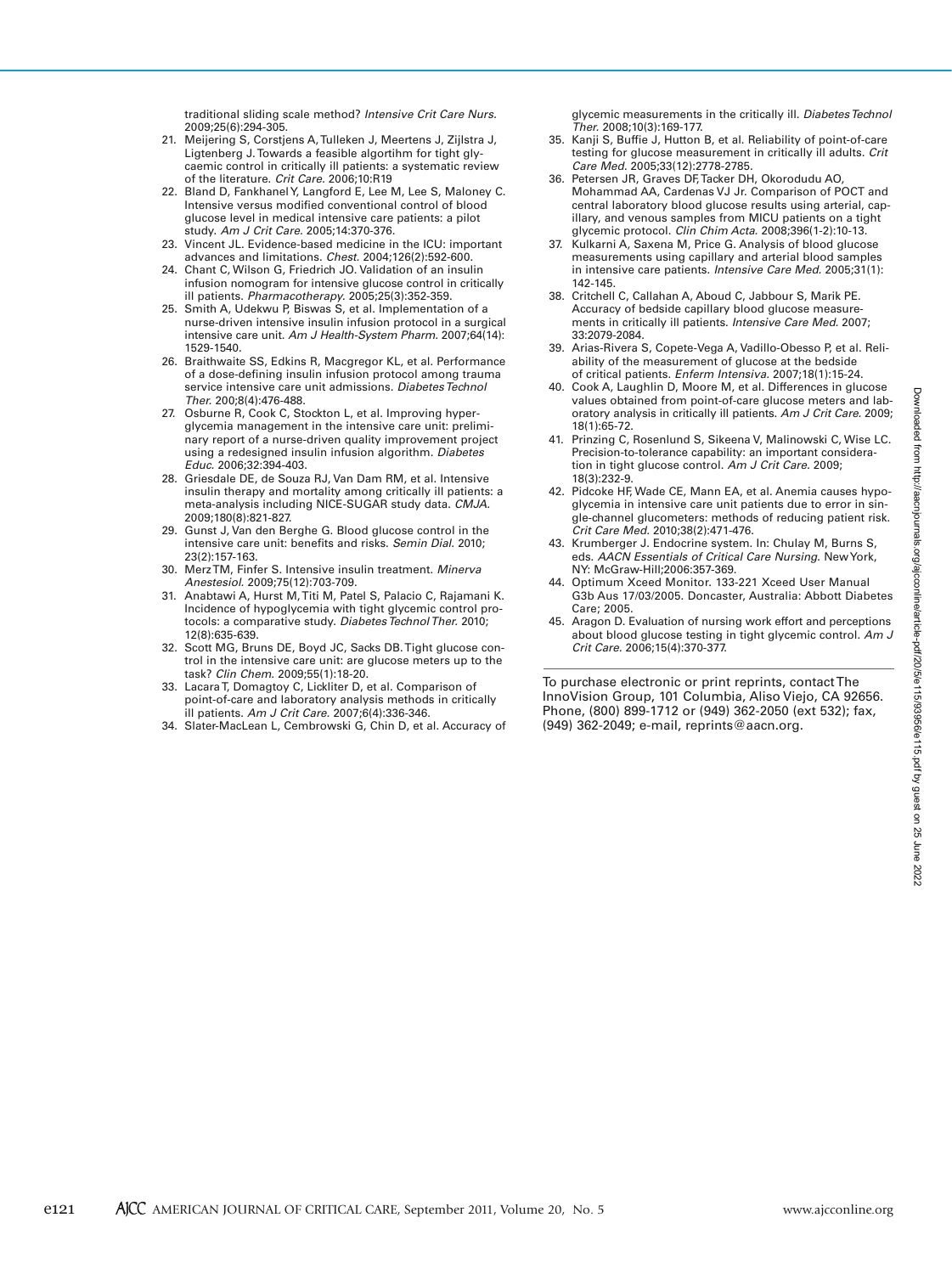traditional sliding scale method? *Intensive Crit Care Nurs.* 2009;25(6):294-305.

21. Meijering S, Corstjens A, Tulleken J, Meertens J, Zijlstra J, Ligtenberg J. Towards a feasible algortihm for tight glycaemic control in critically ill patients: a systematic review of the literature. *Crit Care.* 2006;10:R19
22. Bland D, Fankhanel Y, Langford E, Lee M, Lee S, Maloney C. Intensive versus modified conventional control of blood glucose level in medical intensive care patients: a pilot study. *Am J Crit Care.* 2005;14:370-376.
23. Vincent JL. Evidence-based medicine in the ICU: important advances and limitations. *Chest.* 2004;126(2):592-600.
24. Chant C, Wilson G, Friedrich JO. Validation of an insulin infusion nomogram for intensive glucose control in critically ill patients. *Pharmacotherapy.* 2005;25(3):352-359.
25. Smith A, Udekwu P, Biswas S, et al. Implementation of a nurse-driven intensive insulin infusion protocol in a surgical intensive care unit. *Am J Health-System Pharm.* 2007;64(14): 1529-1540.
26. Braithwaite SS, Edkins R, Macgregor KL, et al. Performance of a dose-defining insulin infusion protocol among trauma service intensive care unit admissions. *Diabetes Technol Ther.* 200;8(4):476-488.
27. Osburne R, Cook C, Stockton L, et al. Improving hyperglycemia management in the intensive care unit: preliminary report of a nurse-driven quality improvement project using a redesigned insulin infusion algorithm. *Diabetes Educ.* 2006;32:394-403.
28. Griesdale DE, de Souza RJ, Van Dam RM, et al. Intensive insulin therapy and mortality among critically ill patients: a meta-analysis including NICE-SUGAR study data. *CMJA.* 2009;180(8):821-827.
29. Gunst J, Van den Berghe G. Blood glucose control in the intensive care unit: benefits and risks. *Semin Dial.* 2010; 23(2):157-163.
30. Merz TM, Finfer S. Intensive insulin treatment. *Minerva Anestesiol.* 2009;75(12):703-709.
31. Anabtawi A, Hurst M, Titi M, Patel S, Palacio C, Rajamani K. Incidence of hypoglycemia with tight glycemic control protocols: a comparative study. *Diabetes Technol Ther.* 2010; 12(8):635-639.
32. Scott MG, Bruns DE, Boyd JC, Sacks DB. Tight glucose control in the intensive care unit: are glucose meters up to the task? *Clin Chem.* 2009;55(1):18-20.
33. Lacara T, Domagtoy C, Lickliter D, et al. Comparison of point-of-care and laboratory analysis methods in critically ill patients. *Am J Crit Care.* 2007;6(4):336-346.
34. Slater-MacLean L, Cembrowski G, Chin D, et al. Accuracy of glycemic measurements in the critically ill. *Diabetes Technol Ther.* 2008;10(3):169-177.
35. Kanji S, Buffie J, Hutton B, et al. Reliability of point-of-care testing for glucose measurement in critically ill adults. *Crit Care Med.* 2005;33(12):2778-2785.
36. Petersen JR, Graves DF, Tacker DH, Okorodudu AO, Mohammad AA, Cardenas VJ Jr. Comparison of POCT and central laboratory blood glucose results using arterial, capillary, and venous samples from MICU patients on a tight glycemic protocol. *Clin Chim Acta.* 2008;396(1-2):10-13.
37. Kulkarni A, Saxena M, Price G. Analysis of blood glucose measurements using capillary and arterial blood samples in intensive care patients. *Intensive Care Med.* 2005;31(1): 142-145.
38. Critchell C, Callahan A, Aboud C, Jabbour S, Marik PE. Accuracy of bedside capillary blood glucose measurements in critically ill patients. *Intensive Care Med.* 2007; 33:2079-2084.
39. Arias-Rivera S, Copete-Vega A, Vadillo-Obesso P, et al. Reliability of the measurement of glucose at the bedside of critical patients. *Enferm Intensiva.* 2007;18(1):15-24.
40. Cook A, Laughlin D, Moore M, et al. Differences in glucose values obtained from point-of-care glucose meters and laboratory analysis in critically ill patients. *Am J Crit Care.* 2009; 18(1):65-72.
41. Prinzing C, Rosenlund S, Sikeena V, Malinowski C, Wise LC. Precision-to-tolerance capability: an important consideration in tight glucose control. *Am J Crit Care.* 2009; 18(3):232-9.
42. Pidcoke HF, Wade CE, Mann EA, et al. Anemia causes hypoglycemia in intensive care unit patients due to error in single-channel glucometers: methods of reducing patient risk. *Crit Care Med.* 2010;38(2):471-476.
43. Krumberger J. Endocrine system. In: Chulay M, Burns S, eds. *AACN Essentials of Critical Care Nursing.* New York, NY: McGraw-Hill;2006:357-369.
44. Optimum Xceed Monitor. 133-221 Xceed User Manual G3b Aus 17/03/2005. Doncaster, Australia: Abbott Diabetes Care; 2005.
45. Aragon D. Evaluation of nursing work effort and perceptions about blood glucose testing in tight glycemic control. *Am J Crit Care.* 2006;15(4):370-377.

---

To purchase electronic or print reprints, contact The InnoVision Group, 101 Columbia, Aliso Viejo, CA 92656. Phone, (800) 899-1712 or (949) 362-2050 (ext 532); fax, (949) 362-2049; e-mail, reprints@aacn.org.